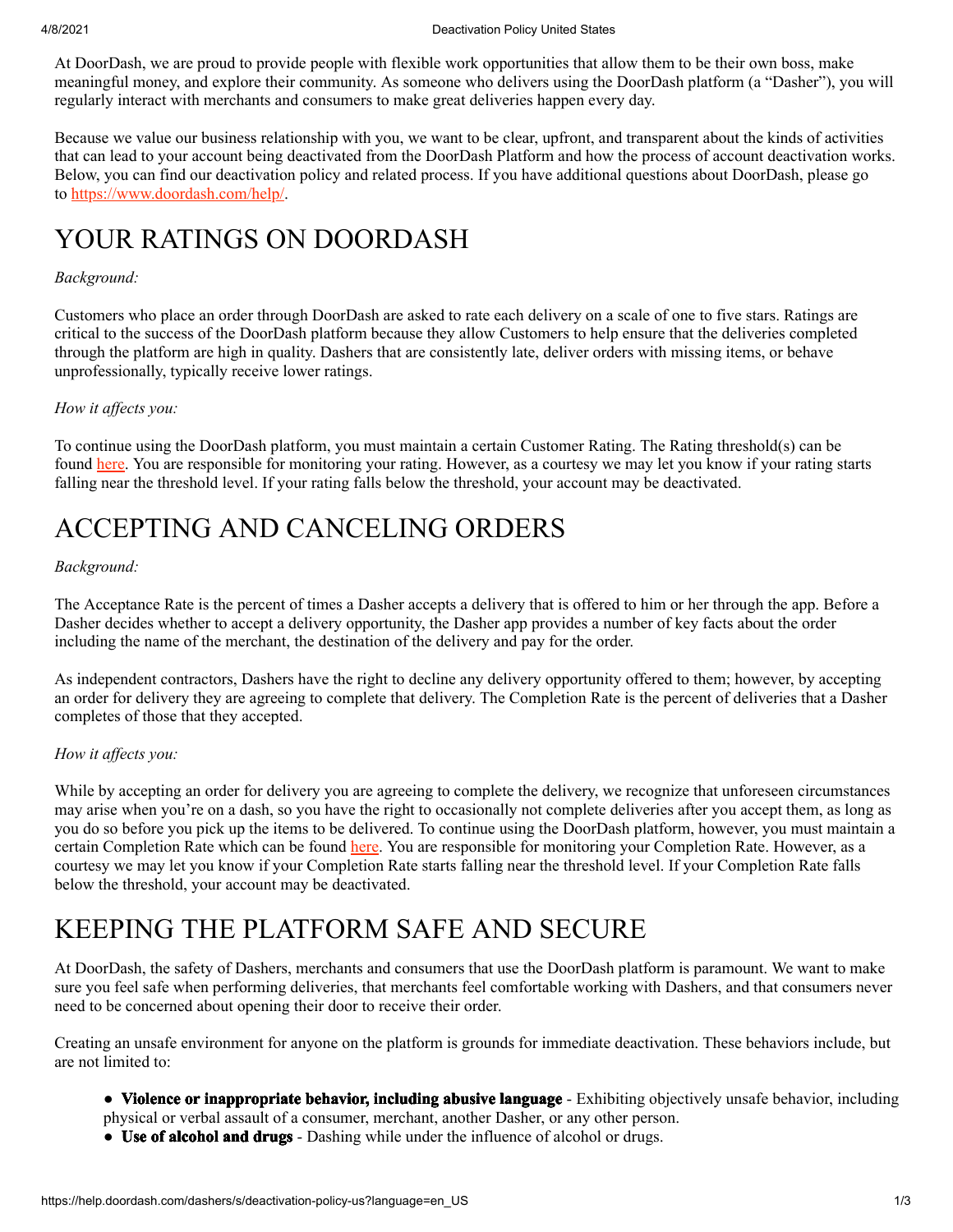At DoorDash, we are proud to provide people with flexible work opportunities that allow them to be their own boss, make meaningful money, and explore their community. As someone who delivers using the DoorDash platform (a "Dasher"), you will regularly interact with merchants and consumers to make great deliveries happen every day.

Because we value our business relationship with you, we want to be clear, upfront, and transparent about the kinds of activities that can lead to your account being deactivated from the DoorDash Platform and how the process of account deactivation works. Below, you can find our deactivation policy and related process. If you have additional questions about DoorDash, please go to [https://www.doordash.com/help/](https://www.doordash.com/help/).

# YOUR RATINGS ON DOORDASH

*Background:*

Customers who place an order through DoorDash are asked to rate each delivery on a scale of one to five stars. Ratings are critical to the success of the DoorDash platform because they allow Customers to help ensure that the deliveries completed through the platform are high in quality. Dashers that are consistently late, deliver orders with missing items, or behave unprofessionally, typically receive lower ratings.

*How it affects you:*

To continue using the DoorDash platform, you must maintain a certain Customer Rating. The Rating threshold(s) can be found here. You are responsible for monitoring your rating. However, as a courtesy we may let you know if your rating starts falling near the threshold level. If your rating falls below the threshold, your account may be deactivated.

# ACCEPTING AND CANCELING ORDERS

*Background:*

The Acceptance Rate is the percent of times a Dasher accepts a delivery that is offered to him or her through the app. Before a Dasher decides whether to accept a delivery opportunity, the Dasher app provides a number of key facts about the order including the name of the merchant, the destination of the delivery and pay for the order.

As independent contractors, Dashers have the right to decline any delivery opportunity offered to them; however, by accepting an order for delivery they are agreeing to complete that delivery. The Completion Rate is the percent of deliveries that a Dasher completes of those that they accepted.

*How it affects you:*

While by accepting an order for delivery you are agreeing to complete the delivery, we recognize that unforeseen circumstances may arise when you're on a dash, so you have the right to occasionally not complete deliveries after you accept them, as long as you do so before you pick up the items to be delivered. To continue using the DoorDash platform, however, you must maintain a certain Completion Rate which can be found here. You are responsible for monitoring your Completion Rate. However, as a courtesy we may let you know if your Completion Rate starts falling near the threshold level. If your Completion Rate falls below the threshold, your account may be deactivated.

# KEEPING THE PLATFORM SAFE AND SECURE

At DoorDash, the safety of Dashers, merchants and consumers that use the DoorDash platform is paramount. We want to make sure you feel safe when performing deliveries, that merchants feel comfortable working with Dashers, and that consumers never need to be concerned about opening their door to receive their order.

Creating an unsafe environment for anyone on the platform is grounds for immediate deactivation. These behaviors include, but are not limited to:

- **Violence or inappropriate behavior, including abusive language** - Exhibiting objectively unsafe behavior, including physical or verbal assault of a consumer, merchant, another Dasher, or any other person.
- **Use of alcohol and drugs** - Dashing while under the influence of alcohol or drugs.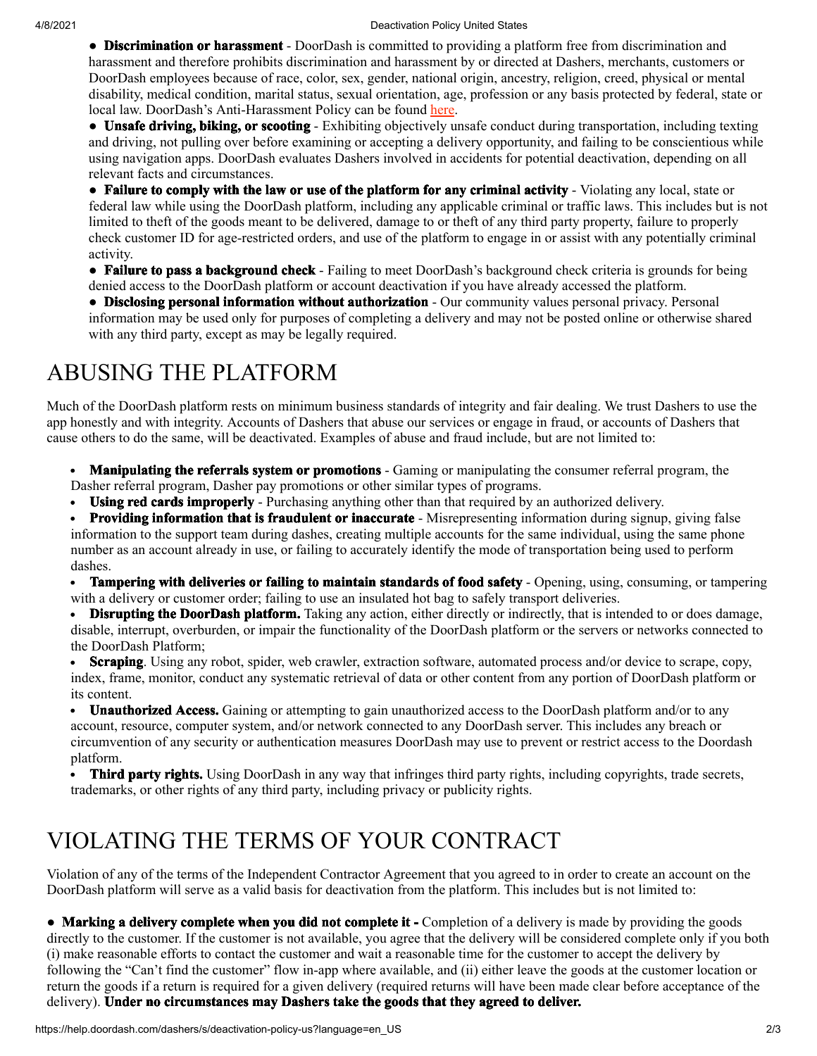- **Discrimination or harassment** - DoorDash is committed to providing a platform free from discrimination and harassment and therefore prohibits discrimination and harassment by or directed at Dashers, merchants, customers or DoorDash employees because of race, color, sex, gender, national origin, ancestry, religion, creed, physical or mental disability, medical condition, marital status, sexual orientation, age, profession or any basis protected by federal, state or local law. DoorDash's Anti-Harassment Policy can be found here.
- **Unsafe driving, biking, or scooting** - Exhibiting objectively unsafe conduct during transportation, including texting and driving, not pulling over before examining or accepting a delivery opportunity, and failing to be conscientious while using navigation apps. DoorDash evaluates Dashers involved in accidents for potential deactivation, depending on all relevant facts and circumstances.
- **Failure to comply with the law or use of the platform for any criminal activity** - Violating any local, state or federal law while using the DoorDash platform, including any applicable criminal or traffic laws. This includes but is not limited to theft of the goods meant to be delivered, damage to or theft of any third party property, failure to properly check customer ID for age-restricted orders, and use of the platform to engage in or assist with any potentially criminal activity.
- **Failure to pass a background check** - Failing to meet DoorDash's background check criteria is grounds for being denied access to the DoorDash platform or account deactivation if you have already accessed the platform.
- **Disclosing personal information without authorization** - Our community values personal privacy. Personal information may be used only for purposes of completing a delivery and may not be posted online or otherwise shared with any third party, except as may be legally required.

# ABUSING THE PLATFORM

Much of the DoorDash platform rests on minimum business standards of integrity and fair dealing. We trust Dashers to use the app honestly and with integrity. Accounts of Dashers that abuse our services or engage in fraud, or accounts of Dashers that cause others to do the same, will be deactivated. Examples of abuse and fraud include, but are not limited to:

- **Manipulating the referrals system or promotions** - Gaming or manipulating the consumer referral program, the Dasher referral program, Dasher pay promotions or other similar types of programs.
- **Using red cards improperly** - Purchasing anything other than that required by an authorized delivery.
- **Providing information that is fraudulent or inaccurate** - Misrepresenting information during signup, giving false information to the support team during dashes, creating multiple accounts for the same individual, using the same phone number as an account already in use, or failing to accurately identify the mode of transportation being used to perform dashes.
- **Tampering with deliveries or failing to maintain standards of food safety** - Opening, using, consuming, or tampering with a delivery or customer order; failing to use an insulated hot bag to safely transport deliveries.
- **Disrupting the DoorDash platform.** Taking any action, either directly or indirectly, that is intended to or does damage, disable, interrupt, overburden, or impair the functionality of the DoorDash platform or the servers or networks connected to the DoorDash Platform;
- **Scraping**. Using any robot, spider, web crawler, extraction software, automated process and/or device to scrape, copy, index, frame, monitor, conduct any systematic retrieval of data or other content from any portion of DoorDash platform or its content.
- **Unauthorized Access.** Gaining or attempting to gain unauthorized access to the DoorDash platform and/or to any account, resource, computer system, and/or network connected to any DoorDash server. This includes any breach or circumvention of any security or authentication measures DoorDash may use to prevent or restrict access to the Doordash platform.
- **Third party rights.** Using DoorDash in any way that infringes third party rights, including copyrights, trade secrets, trademarks, or other rights of any third party, including privacy or publicity rights.

# VIOLATING THE TERMS OF YOUR CONTRACT

Violation of any of the terms of the Independent Contractor Agreement that you agreed to in order to create an account on the DoorDash platform will serve as a valid basis for deactivation from the platform. This includes but is not limited to:

- **Marking a delivery complete when you did not complete it -** Completion of a delivery is made by providing the goods directly to the customer. If the customer is not available, you agree that the delivery will be considered complete only if you both (i) make reasonable efforts to contact the customer and wait a reasonable time for the customer to accept the delivery by following the "Can't find the customer" flow in-app where available, and (ii) either leave the goods at the customer location or return the goods if a return is required for a given delivery (required returns will have been made clear before acceptance of the delivery). **Under no circumstances may Dashers take the goods that they agreed to deliver.**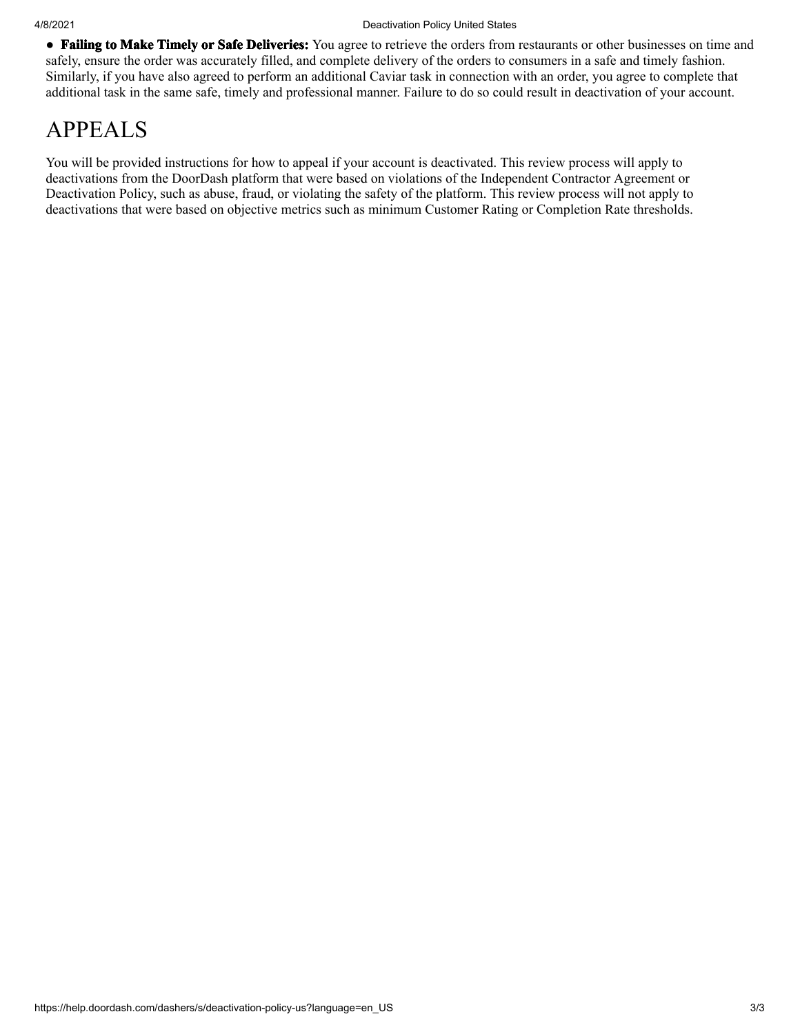- **Failing to Make Timely or Safe Deliveries:** You agree to retrieve the orders from restaurants or other businesses on time and safely, ensure the order was accurately filled, and complete delivery of the orders to consumers in a safe and timely fashion. Similarly, if you have also agreed to perform an additional Caviar task in connection with an order, you agree to complete that additional task in the same safe, timely and professional manner. Failure to do so could result in deactivation of your account.

# APPEALS

You will be provided instructions for how to appeal if your account is deactivated. This review process will apply to deactivations from the DoorDash platform that were based on violations of the Independent Contractor Agreement or Deactivation Policy, such as abuse, fraud, or violating the safety of the platform. This review process will not apply to deactivations that were based on objective metrics such as minimum Customer Rating or Completion Rate thresholds.